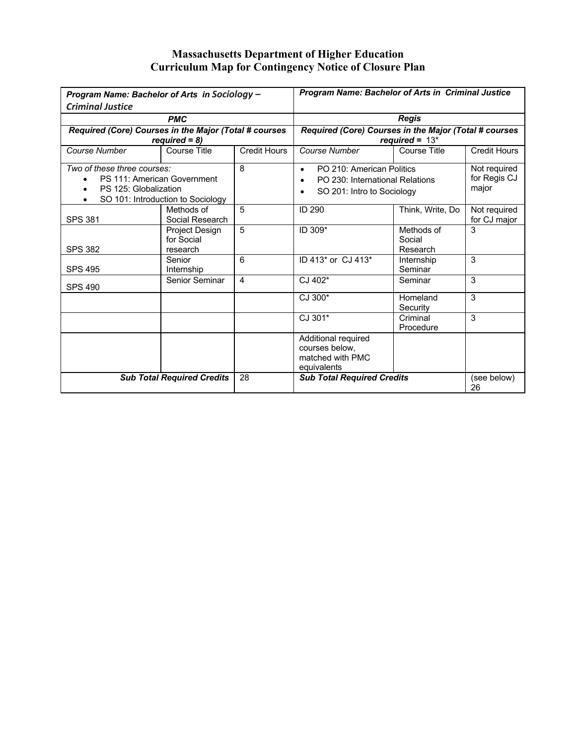# Massachusetts Department of Higher Education
## Curriculum Map for Contingency Notice of Closure Plan

| ***Program Name: Bachelor of Arts in Sociology – Criminal Justice*** | | | ***Program Name: Bachelor of Arts in Criminal Justice*** | | |
|---|---|---|---|---|---|
| ***PMC*** | | | ***Regis*** | | |
| ***Required (Core) Courses in the Major (Total # courses required = 8)*** | | | ***Required (Core) Courses in the Major (Total # courses required =*** 13* | | |
| *Course Number* | Course Title | Credit Hours | *Course Number* | Course Title | Credit Hours |
| *Two of these three courses:* <br>• PS 111: American Government <br>• PS 125: Globalization <br>• SO 101: Introduction to Sociology | | 8 | • PO 210: American Politics <br>• PO 230: International Relations <br>• SO 201: Intro to Sociology | | Not required for Regis CJ major |
| SPS 381 | Methods of Social Research | 5 | ID 290 | Think, Write, Do | Not required for CJ major |
| SPS 382 | Project Design for Social research | 5 | ID 309* | Methods of Social Research | 3 |
| SPS 495 | Senior Internship | 6 | ID 413* or CJ 413* | Internship Seminar | 3 |
| SPS 490 | Senior Seminar | 4 | CJ 402* | Seminar | 3 |
| | | | CJ 300* | Homeland Security | 3 |
| | | | CJ 301* | Criminal Procedure | 3 |
| | | | Additional required courses below, matched with PMC equivalents | | |
| ***Sub Total Required Credits*** | | 28 | ***Sub Total Required Credits*** | | (see below) 26 |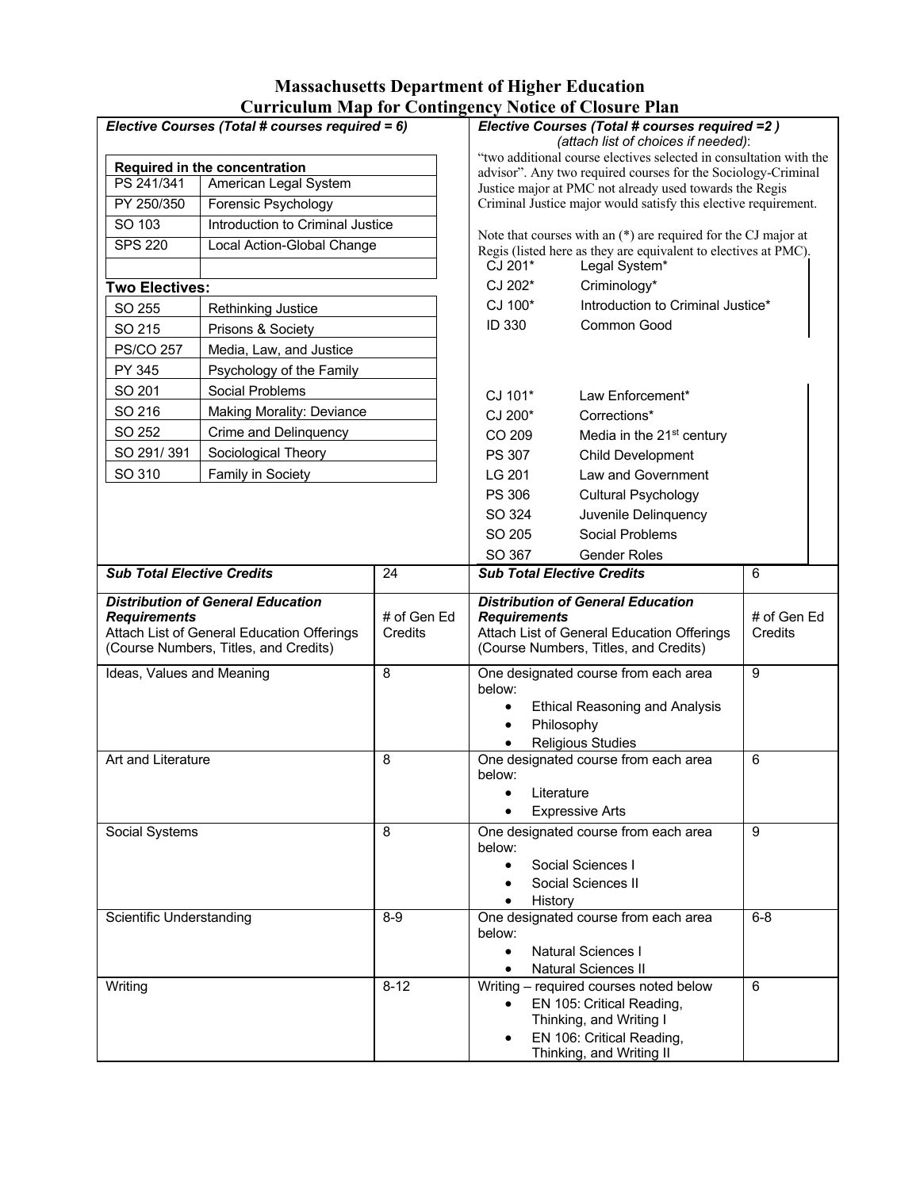# Massachusetts Department of Higher Education
## Curriculum Map for Contingency Notice of Closure Plan

| *Elective Courses (Total # courses required = 6)* | | *Elective Courses (Total # courses required =2 )* (attach list of choices if needed): | |
|---|---|---|---|
| **Required in the concentration**<br>PS 241/341 American Legal System<br>PY 250/350 Forensic Psychology<br>SO 103 Introduction to Criminal Justice<br>SPS 220 Local Action-Global Change<br><br>**Two Electives:**<br>SO 255 Rethinking Justice<br>SO 215 Prisons & Society<br>PS/CO 257 Media, Law, and Justice<br>PY 345 Psychology of the Family<br>SO 201 Social Problems<br>SO 216 Making Morality: Deviance<br>SO 252 Crime and Delinquency<br>SO 291/ 391 Sociological Theory<br>SO 310 Family in Society | | "two additional course electives selected in consultation with the advisor". Any two required courses for the Sociology-Criminal Justice major at PMC not already used towards the Regis Criminal Justice major would satisfy this elective requirement.<br><br>Note that courses with an (*) are required for the CJ major at Regis (listed here as they are equivalent to electives at PMC).<br>CJ 201* Legal System*<br>CJ 202* Criminology*<br>CJ 100* Introduction to Criminal Justice*<br>ID 330 Common Good<br><br>CJ 101* Law Enforcement*<br>CJ 200* Corrections*<br>CO 209 Media in the 21st century<br>PS 307 Child Development<br>LG 201 Law and Government<br>PS 306 Cultural Psychology<br>SO 324 Juvenile Delinquency<br>SO 205 Social Problems<br>SO 367 Gender Roles | |
| ***Sub Total Elective Credits*** | 24 | ***Sub Total Elective Credits*** | 6 |
| ***Distribution of General Education Requirements***<br>Attach List of General Education Offerings (Course Numbers, Titles, and Credits) | # of Gen Ed Credits | ***Distribution of General Education Requirements***<br>Attach List of General Education Offerings (Course Numbers, Titles, and Credits) | # of Gen Ed Credits |
| Ideas, Values and Meaning | 8 | One designated course from each area below:<br>• Ethical Reasoning and Analysis<br>• Philosophy<br>• Religious Studies | 9 |
| Art and Literature | 8 | One designated course from each area below:<br>• Literature<br>• Expressive Arts | 6 |
| Social Systems | 8 | One designated course from each area below:<br>• Social Sciences I<br>• Social Sciences II<br>• History | 9 |
| Scientific Understanding | 8-9 | One designated course from each area below:<br>• Natural Sciences I<br>• Natural Sciences II | 6-8 |
| Writing | 8-12 | Writing – required courses noted below<br>• EN 105: Critical Reading, Thinking, and Writing I<br>• EN 106: Critical Reading, Thinking, and Writing II | 6 |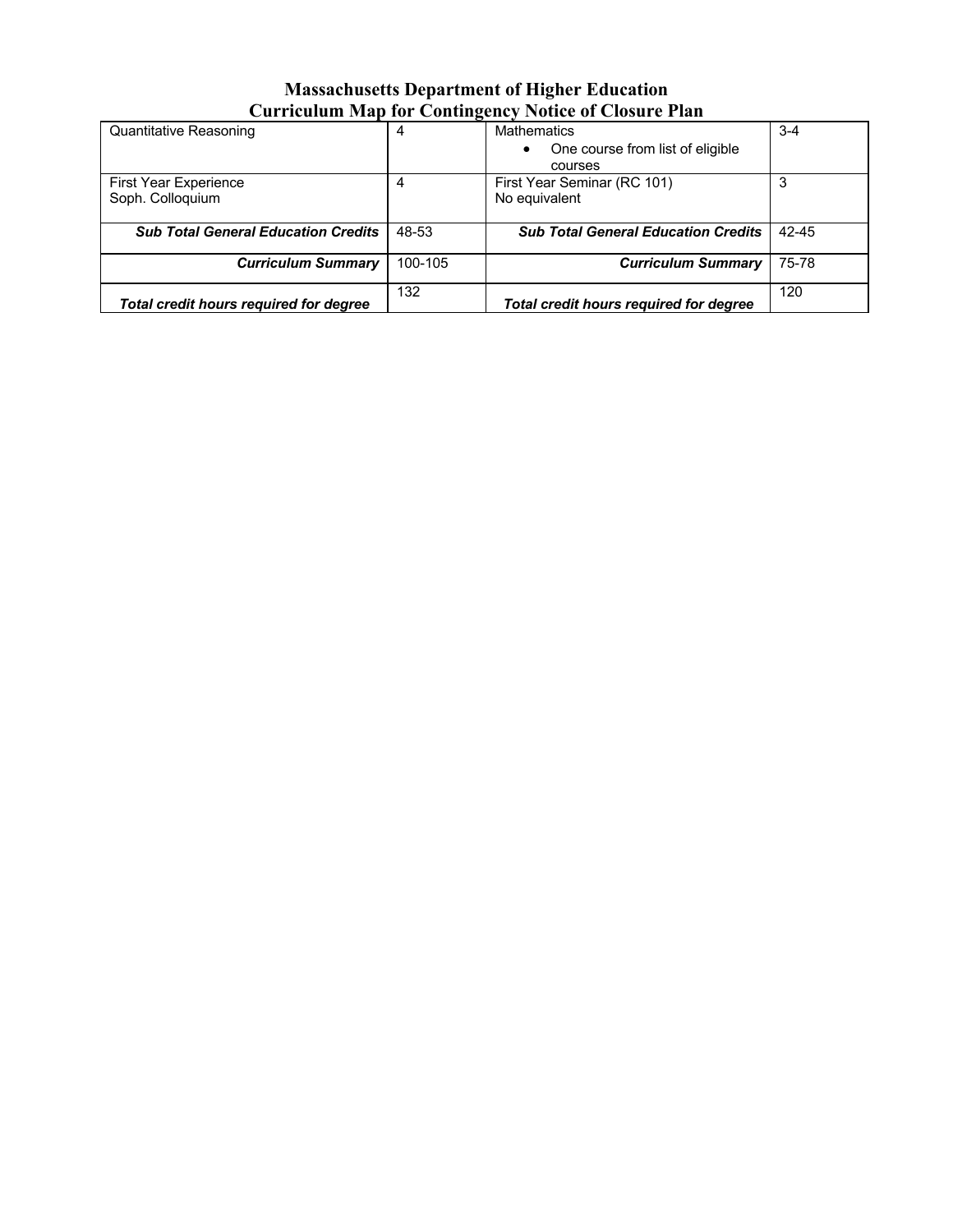# Massachusetts Department of Higher Education
## Curriculum Map for Contingency Notice of Closure Plan

| | | | |
|---|---|---|---|
| Quantitative Reasoning | 4 | Mathematics<br>• One course from list of eligible courses | 3-4 |
| First Year Experience<br>Soph. Colloquium | 4 | First Year Seminar (RC 101)<br>No equivalent | 3 |
| ***Sub Total General Education Credits*** | 48-53 | ***Sub Total General Education Credits*** | 42-45 |
| ***Curriculum Summary*** | 100-105 | ***Curriculum Summary*** | 75-78 |
| ***Total credit hours required for degree*** | 132 | ***Total credit hours required for degree*** | 120 |